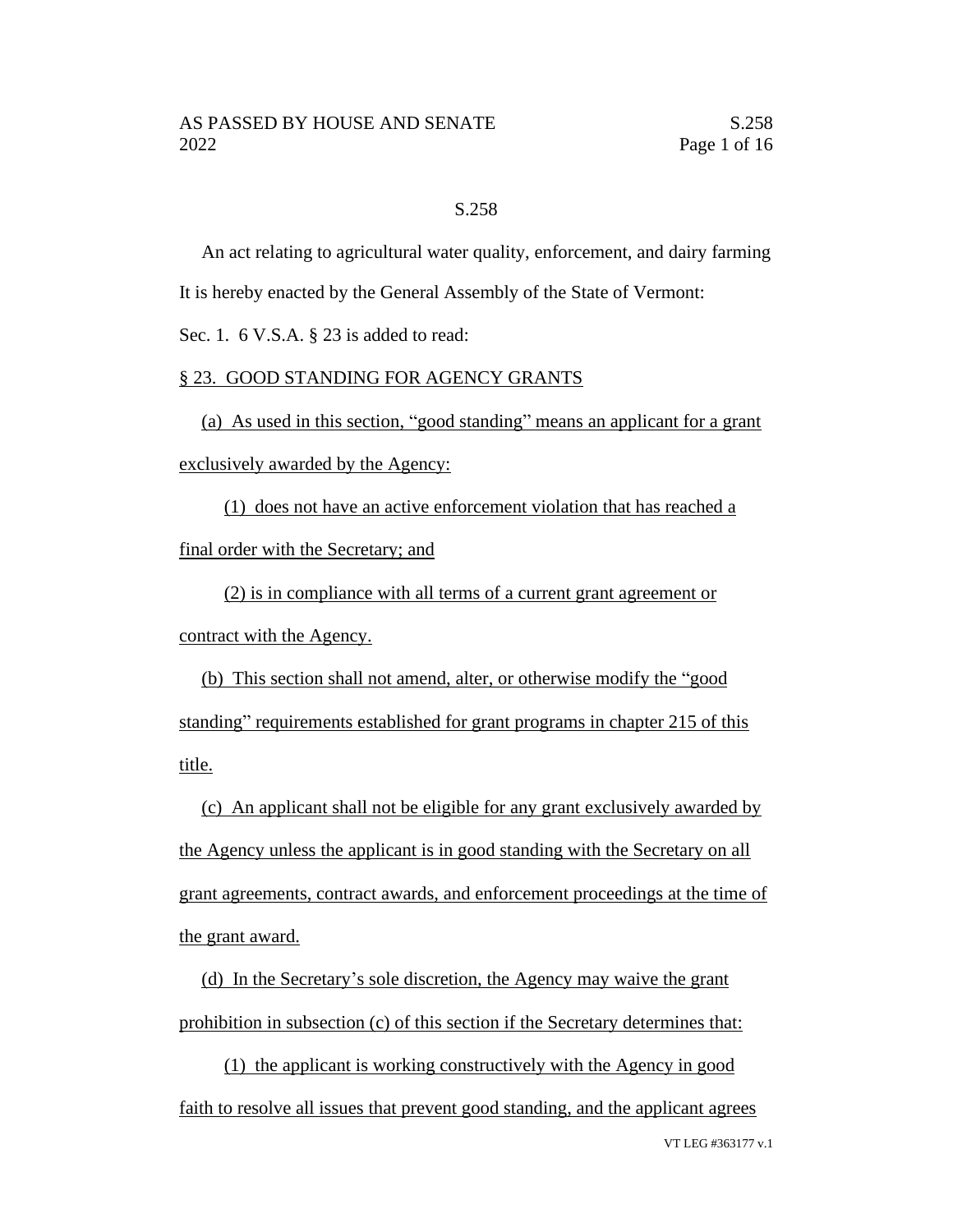S.258

An act relating to agricultural water quality, enforcement, and dairy farming

It is hereby enacted by the General Assembly of the State of Vermont:

Sec. 1. 6 V.S.A. § 23 is added to read:

§ 23. GOOD STANDING FOR AGENCY GRANTS

(a) As used in this section, "good standing" means an applicant for a grant exclusively awarded by the Agency:

(1) does not have an active enforcement violation that has reached a final order with the Secretary; and

(2) is in compliance with all terms of a current grant agreement or contract with the Agency.

(b) This section shall not amend, alter, or otherwise modify the "good standing" requirements established for grant programs in chapter 215 of this title.

(c) An applicant shall not be eligible for any grant exclusively awarded by the Agency unless the applicant is in good standing with the Secretary on all grant agreements, contract awards, and enforcement proceedings at the time of the grant award.

(d) In the Secretary's sole discretion, the Agency may waive the grant prohibition in subsection (c) of this section if the Secretary determines that:

(1) the applicant is working constructively with the Agency in good faith to resolve all issues that prevent good standing, and the applicant agrees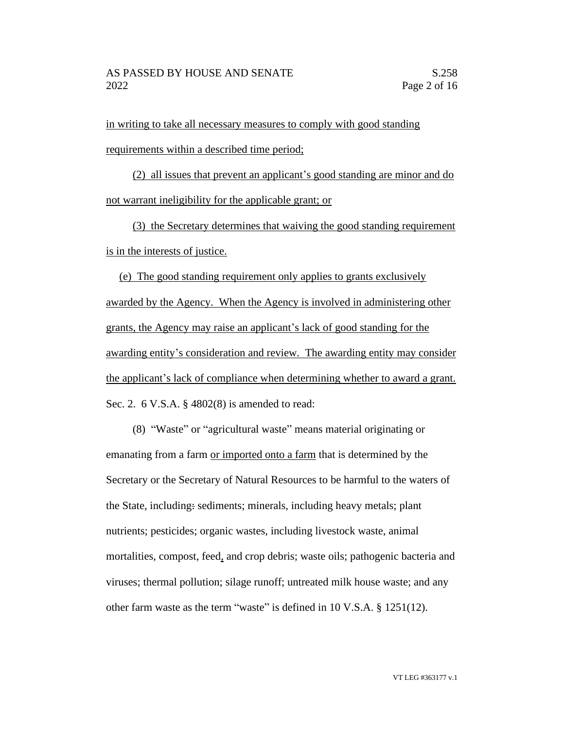in writing to take all necessary measures to comply with good standing requirements within a described time period;

(2) all issues that prevent an applicant's good standing are minor and do not warrant ineligibility for the applicable grant; or

(3) the Secretary determines that waiving the good standing requirement is in the interests of justice.

(e) The good standing requirement only applies to grants exclusively awarded by the Agency. When the Agency is involved in administering other grants, the Agency may raise an applicant's lack of good standing for the awarding entity's consideration and review. The awarding entity may consider the applicant's lack of compliance when determining whether to award a grant.

Sec. 2. 6 V.S.A. § 4802(8) is amended to read:

(8) "Waste" or "agricultural waste" means material originating or emanating from a farm or imported onto a farm that is determined by the Secretary or the Secretary of Natural Resources to be harmful to the waters of the State, including: sediments; minerals, including heavy metals; plant nutrients; pesticides; organic wastes, including livestock waste, animal mortalities, compost, feed, and crop debris; waste oils; pathogenic bacteria and viruses; thermal pollution; silage runoff; untreated milk house waste; and any other farm waste as the term "waste" is defined in 10 V.S.A. § 1251(12).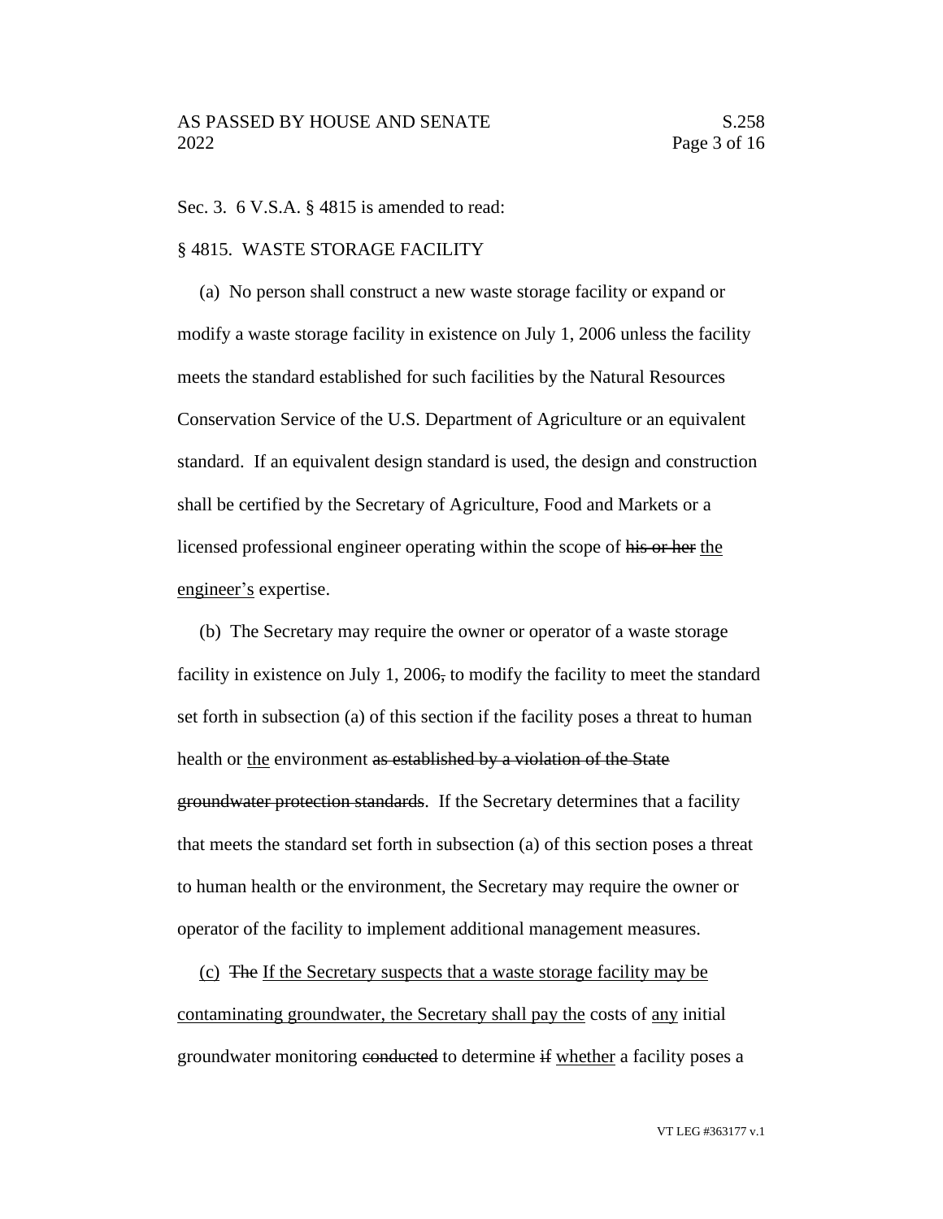Sec. 3. 6 V.S.A. § 4815 is amended to read:

§ 4815. WASTE STORAGE FACILITY

(a) No person shall construct a new waste storage facility or expand or modify a waste storage facility in existence on July 1, 2006 unless the facility meets the standard established for such facilities by the Natural Resources Conservation Service of the U.S. Department of Agriculture or an equivalent standard. If an equivalent design standard is used, the design and construction shall be certified by the Secretary of Agriculture, Food and Markets or a licensed professional engineer operating within the scope of ~~his or her~~ <u>the engineer's</u> expertise.

(b) The Secretary may require the owner or operator of a waste storage facility in existence on July 1, 2006~~,~~ to modify the facility to meet the standard set forth in subsection (a) of this section if the facility poses a threat to human health or <u>the</u> environment ~~as established by a violation of the State groundwater protection standards~~. If the Secretary determines that a facility that meets the standard set forth in subsection (a) of this section poses a threat to human health or the environment, the Secretary may require the owner or operator of the facility to implement additional management measures.

<u>(c)</u> ~~The~~ <u>If the Secretary suspects that a waste storage facility may be contaminating groundwater, the Secretary shall pay the</u> costs of <u>any</u> initial groundwater monitoring ~~conducted~~ to determine ~~if~~ <u>whether</u> a facility poses a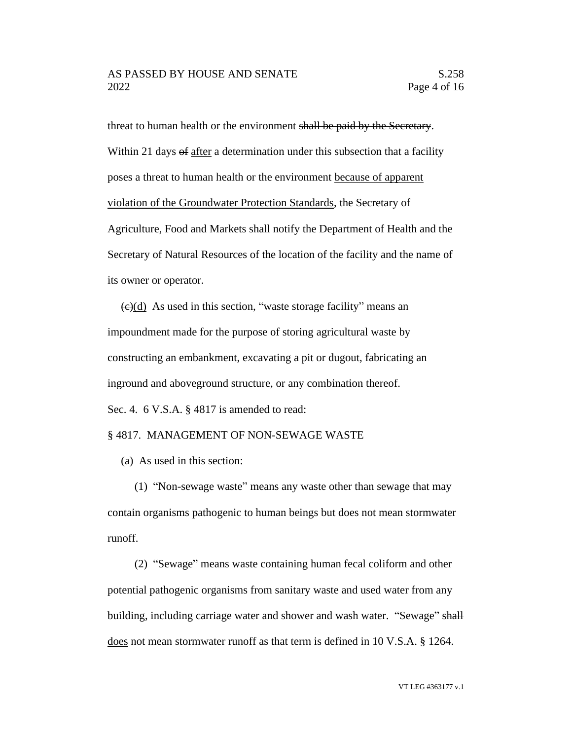threat to human health or the environment ~~shall be paid by the Secretary~~. Within 21 days ~~of~~ <u>after</u> a determination under this subsection that a facility poses a threat to human health or the environment <u>because of apparent violation of the Groundwater Protection Standards</u>, the Secretary of Agriculture, Food and Markets shall notify the Department of Health and the Secretary of Natural Resources of the location of the facility and the name of its owner or operator.

~~(c)~~<u>(d)</u> As used in this section, "waste storage facility" means an impoundment made for the purpose of storing agricultural waste by constructing an embankment, excavating a pit or dugout, fabricating an inground and aboveground structure, or any combination thereof.

Sec. 4. 6 V.S.A. § 4817 is amended to read:

§ 4817. MANAGEMENT OF NON-SEWAGE WASTE

(a) As used in this section:

(1) "Non-sewage waste" means any waste other than sewage that may contain organisms pathogenic to human beings but does not mean stormwater runoff.

(2) "Sewage" means waste containing human fecal coliform and other potential pathogenic organisms from sanitary waste and used water from any building, including carriage water and shower and wash water. "Sewage" ~~shall~~ <u>does</u> not mean stormwater runoff as that term is defined in 10 V.S.A. § 1264.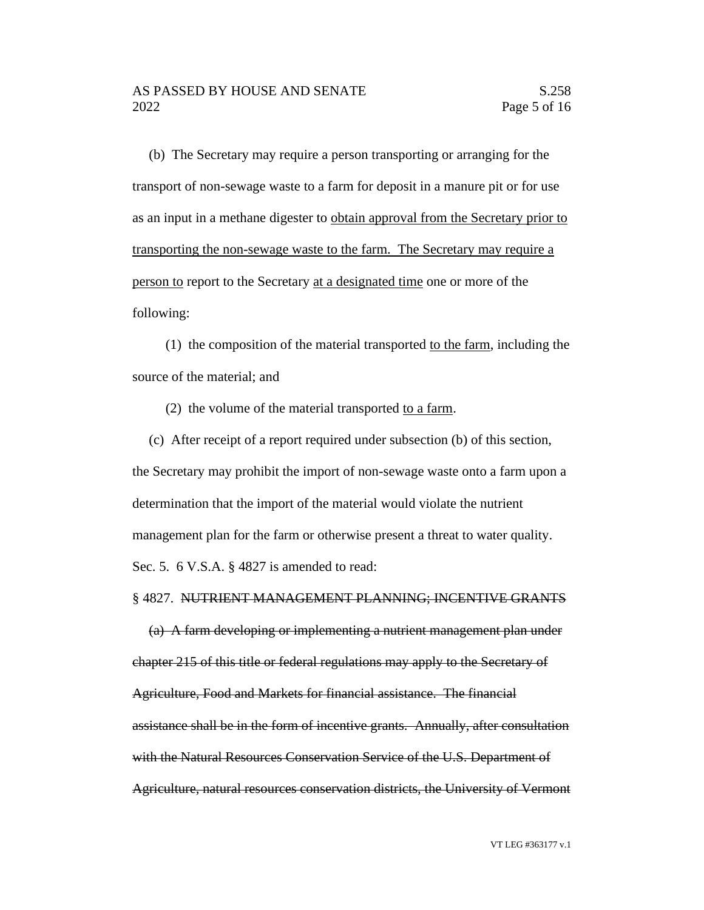(b) The Secretary may require a person transporting or arranging for the transport of non-sewage waste to a farm for deposit in a manure pit or for use as an input in a methane digester to <u>obtain approval from the Secretary prior to transporting the non-sewage waste to the farm. The Secretary may require a person to</u> report to the Secretary <u>at a designated time</u> one or more of the following:

(1) the composition of the material transported <u>to the farm</u>, including the source of the material; and

(2) the volume of the material transported <u>to a farm</u>.

(c) After receipt of a report required under subsection (b) of this section, the Secretary may prohibit the import of non-sewage waste onto a farm upon a determination that the import of the material would violate the nutrient management plan for the farm or otherwise present a threat to water quality.

Sec. 5. 6 V.S.A. § 4827 is amended to read:

§ 4827. ~~NUTRIENT MANAGEMENT PLANNING; INCENTIVE GRANTS~~

~~(a) A farm developing or implementing a nutrient management plan under chapter 215 of this title or federal regulations may apply to the Secretary of Agriculture, Food and Markets for financial assistance. The financial assistance shall be in the form of incentive grants. Annually, after consultation with the Natural Resources Conservation Service of the U.S. Department of Agriculture, natural resources conservation districts, the University of Vermont~~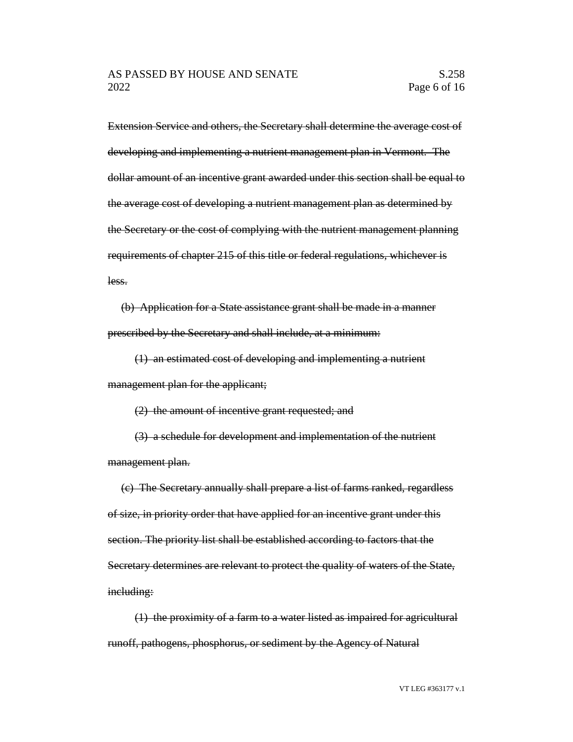~~Extension Service and others, the Secretary shall determine the average cost of developing and implementing a nutrient management plan in Vermont. The dollar amount of an incentive grant awarded under this section shall be equal to the average cost of developing a nutrient management plan as determined by the Secretary or the cost of complying with the nutrient management planning requirements of chapter 215 of this title or federal regulations, whichever is less.~~

~~(b) Application for a State assistance grant shall be made in a manner prescribed by the Secretary and shall include, at a minimum:~~

~~(1) an estimated cost of developing and implementing a nutrient management plan for the applicant;~~

~~(2) the amount of incentive grant requested; and~~

~~(3) a schedule for development and implementation of the nutrient management plan.~~

~~(c) The Secretary annually shall prepare a list of farms ranked, regardless of size, in priority order that have applied for an incentive grant under this section. The priority list shall be established according to factors that the Secretary determines are relevant to protect the quality of waters of the State, including:~~

~~(1) the proximity of a farm to a water listed as impaired for agricultural runoff, pathogens, phosphorus, or sediment by the Agency of Natural~~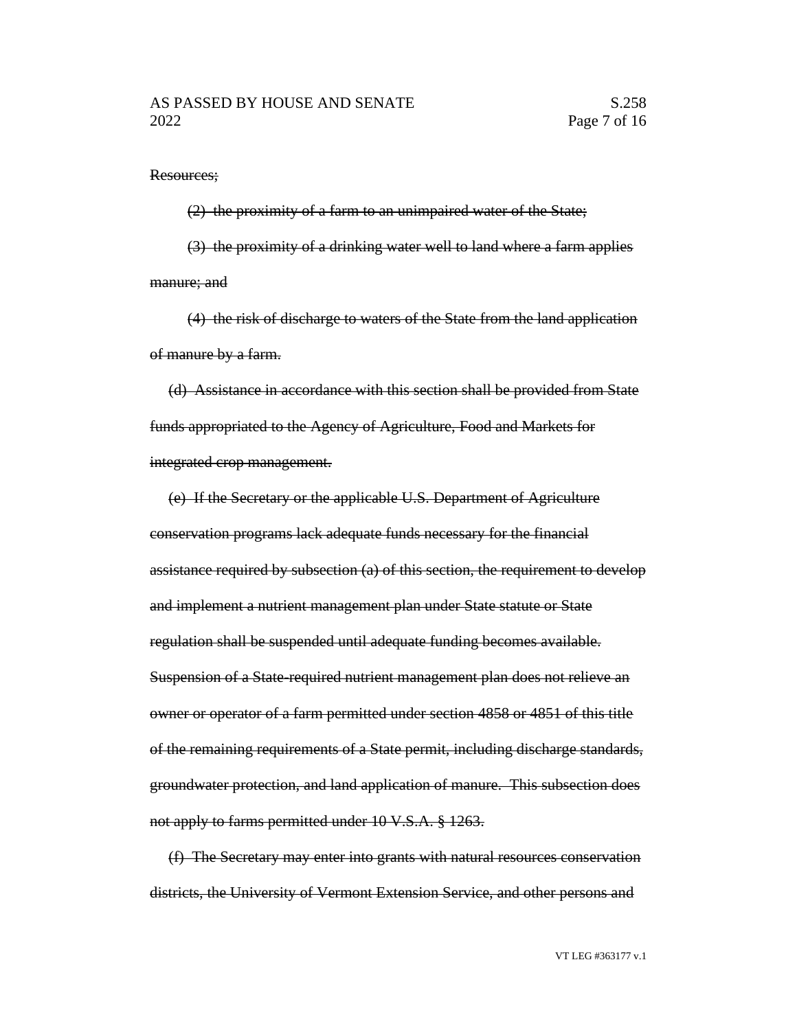~~Resources;~~

~~(2) the proximity of a farm to an unimpaired water of the State;~~

~~(3) the proximity of a drinking water well to land where a farm applies manure; and~~

~~(4) the risk of discharge to waters of the State from the land application of manure by a farm.~~

~~(d) Assistance in accordance with this section shall be provided from State funds appropriated to the Agency of Agriculture, Food and Markets for integrated crop management.~~

~~(e) If the Secretary or the applicable U.S. Department of Agriculture conservation programs lack adequate funds necessary for the financial assistance required by subsection (a) of this section, the requirement to develop and implement a nutrient management plan under State statute or State regulation shall be suspended until adequate funding becomes available. Suspension of a State-required nutrient management plan does not relieve an owner or operator of a farm permitted under section 4858 or 4851 of this title of the remaining requirements of a State permit, including discharge standards, groundwater protection, and land application of manure. This subsection does not apply to farms permitted under 10 V.S.A. § 1263.~~

~~(f) The Secretary may enter into grants with natural resources conservation districts, the University of Vermont Extension Service, and other persons and~~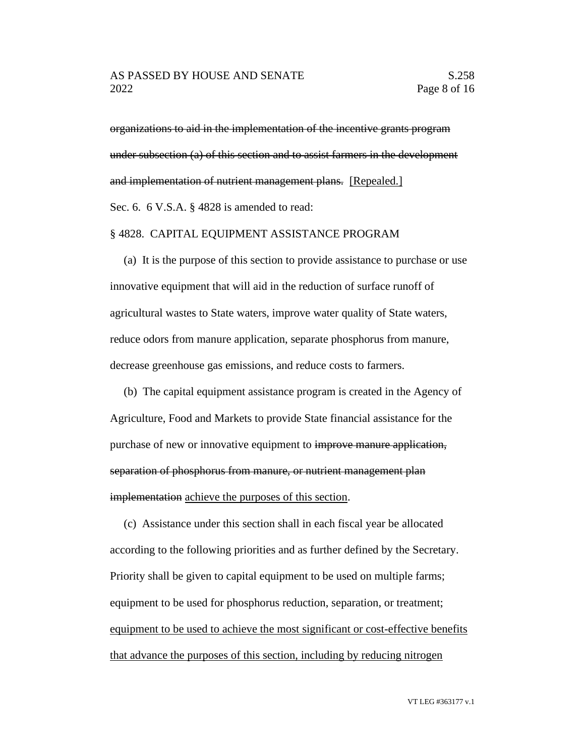~~organizations to aid in the implementation of the incentive grants program under subsection (a) of this section and to assist farmers in the development and implementation of nutrient management plans.~~ <u>[Repealed.]</u>

Sec. 6. 6 V.S.A. § 4828 is amended to read:

§ 4828. CAPITAL EQUIPMENT ASSISTANCE PROGRAM

(a) It is the purpose of this section to provide assistance to purchase or use innovative equipment that will aid in the reduction of surface runoff of agricultural wastes to State waters, improve water quality of State waters, reduce odors from manure application, separate phosphorus from manure, decrease greenhouse gas emissions, and reduce costs to farmers.

(b) The capital equipment assistance program is created in the Agency of Agriculture, Food and Markets to provide State financial assistance for the purchase of new or innovative equipment to ~~improve manure application, separation of phosphorus from manure, or nutrient management plan implementation~~ <u>achieve the purposes of this section</u>.

(c) Assistance under this section shall in each fiscal year be allocated according to the following priorities and as further defined by the Secretary. Priority shall be given to capital equipment to be used on multiple farms; equipment to be used for phosphorus reduction, separation, or treatment; <u>equipment to be used to achieve the most significant or cost-effective benefits that advance the purposes of this section, including by reducing nitrogen</u>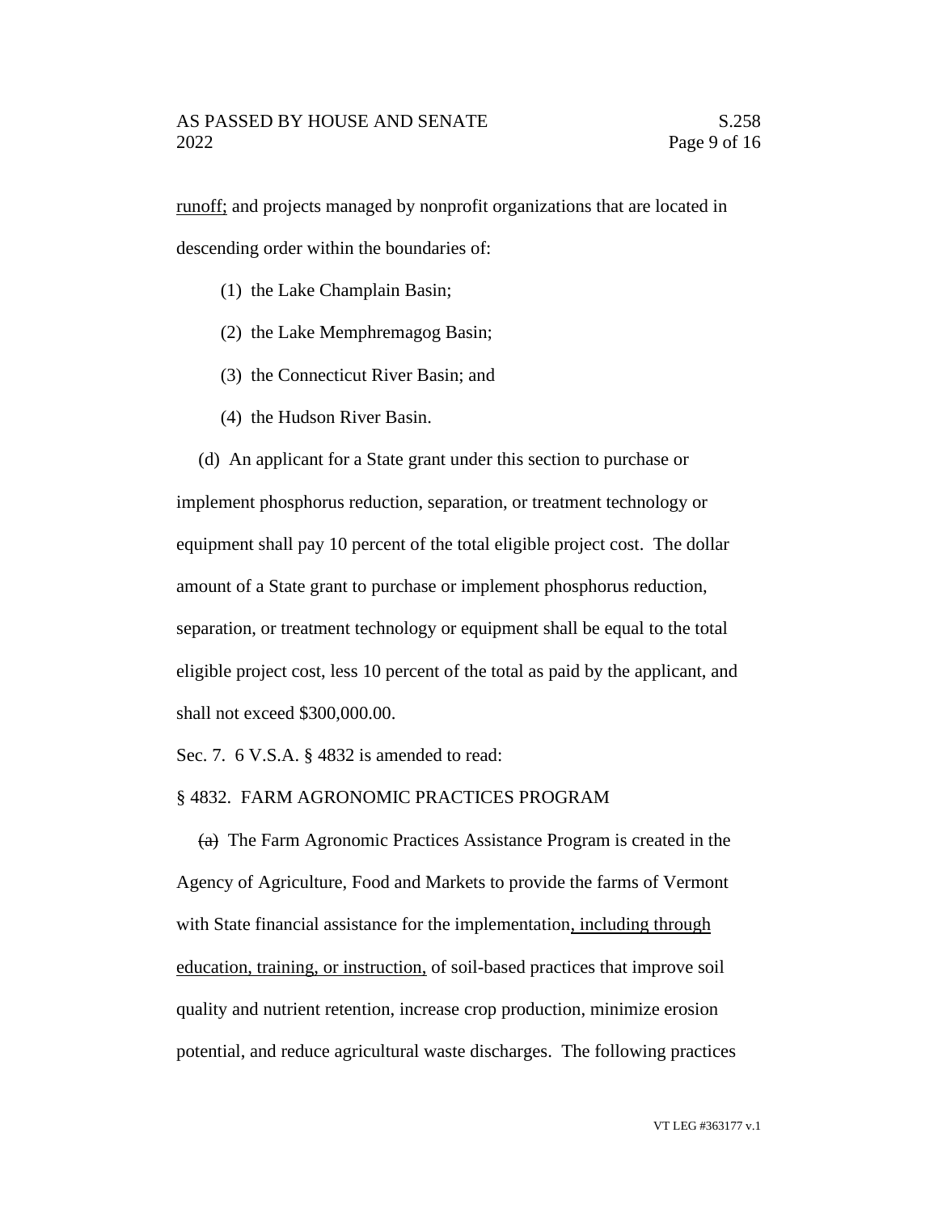<u>runoff;</u> and projects managed by nonprofit organizations that are located in descending order within the boundaries of:

(1) the Lake Champlain Basin;

(2) the Lake Memphremagog Basin;

(3) the Connecticut River Basin; and

(4) the Hudson River Basin.

(d) An applicant for a State grant under this section to purchase or implement phosphorus reduction, separation, or treatment technology or equipment shall pay 10 percent of the total eligible project cost. The dollar amount of a State grant to purchase or implement phosphorus reduction, separation, or treatment technology or equipment shall be equal to the total eligible project cost, less 10 percent of the total as paid by the applicant, and shall not exceed $300,000.00.

Sec. 7. 6 V.S.A. § 4832 is amended to read:

§ 4832. FARM AGRONOMIC PRACTICES PROGRAM

~~(a)~~ The Farm Agronomic Practices Assistance Program is created in the Agency of Agriculture, Food and Markets to provide the farms of Vermont with State financial assistance for the implementation<u>, including through education, training, or instruction,</u> of soil-based practices that improve soil quality and nutrient retention, increase crop production, minimize erosion potential, and reduce agricultural waste discharges. The following practices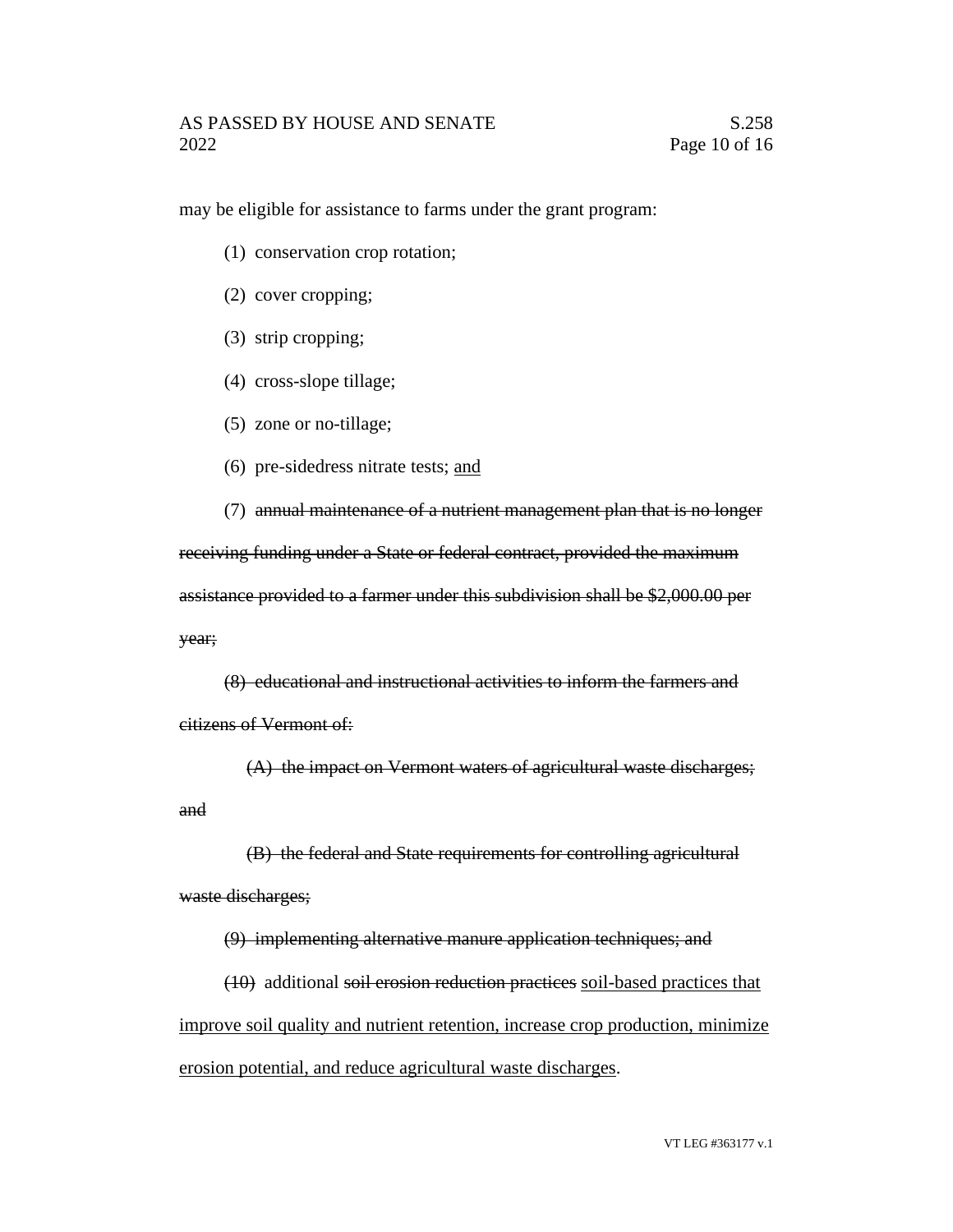may be eligible for assistance to farms under the grant program:

(1) conservation crop rotation;

(2) cover cropping;

(3) strip cropping;

(4) cross-slope tillage;

(5) zone or no-tillage;

(6) pre-sidedress nitrate tests; <u>and</u>

(7) ~~annual maintenance of a nutrient management plan that is no longer receiving funding under a State or federal contract, provided the maximum assistance provided to a farmer under this subdivision shall be \$2,000.00 per year;~~

~~(8) educational and instructional activities to inform the farmers and citizens of Vermont of:~~

~~(A) the impact on Vermont waters of agricultural waste discharges; and~~

~~(B) the federal and State requirements for controlling agricultural waste discharges;~~

~~(9) implementing alternative manure application techniques; and~~

~~(10)~~ additional ~~soil erosion reduction practices~~ <u>soil-based practices that improve soil quality and nutrient retention, increase crop production, minimize erosion potential, and reduce agricultural waste discharges</u>.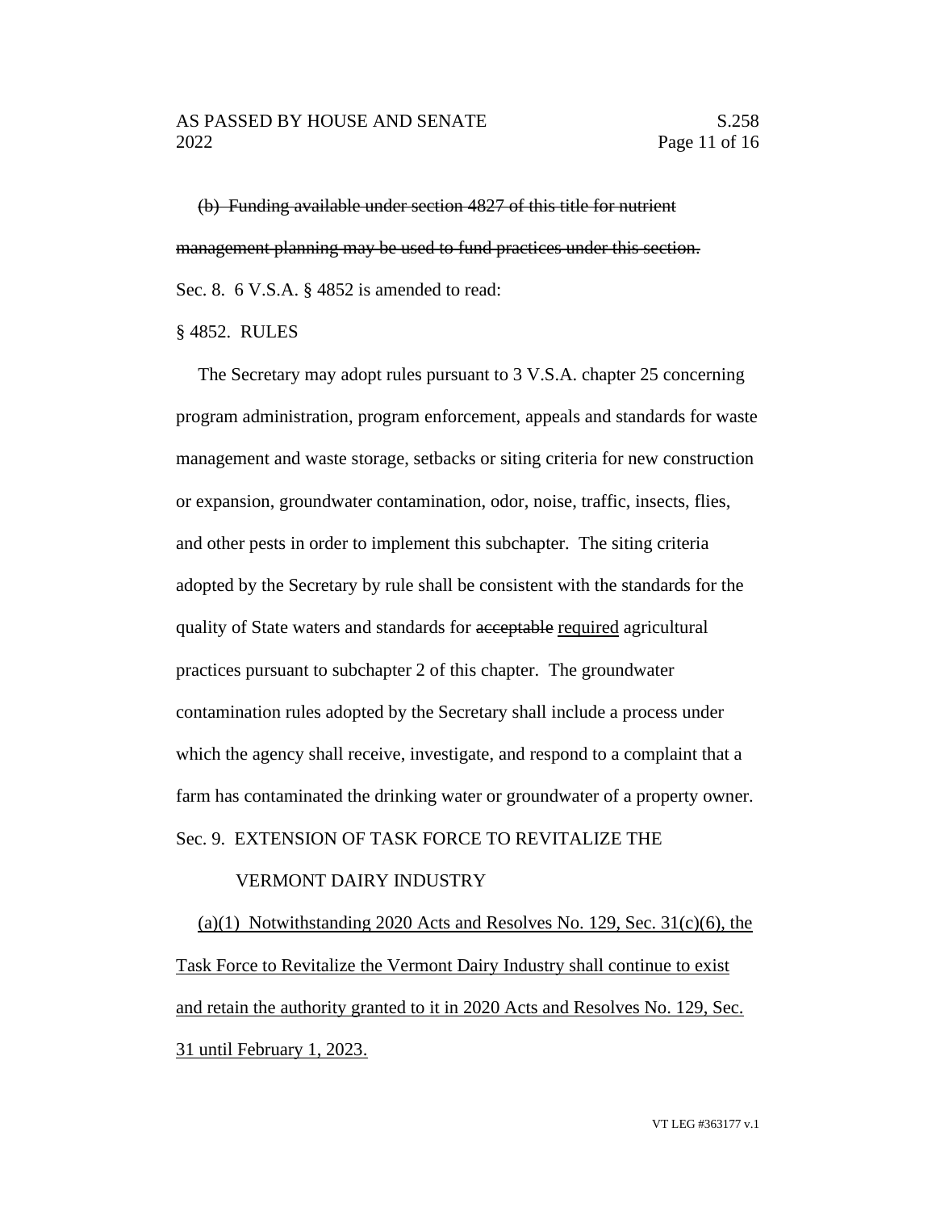~~(b) Funding available under section 4827 of this title for nutrient management planning may be used to fund practices under this section.~~

Sec. 8. 6 V.S.A. § 4852 is amended to read:

§ 4852. RULES

The Secretary may adopt rules pursuant to 3 V.S.A. chapter 25 concerning program administration, program enforcement, appeals and standards for waste management and waste storage, setbacks or siting criteria for new construction or expansion, groundwater contamination, odor, noise, traffic, insects, flies, and other pests in order to implement this subchapter. The siting criteria adopted by the Secretary by rule shall be consistent with the standards for the quality of State waters and standards for ~~acceptable~~ <u>required</u> agricultural practices pursuant to subchapter 2 of this chapter. The groundwater contamination rules adopted by the Secretary shall include a process under which the agency shall receive, investigate, and respond to a complaint that a farm has contaminated the drinking water or groundwater of a property owner.

Sec. 9. EXTENSION OF TASK FORCE TO REVITALIZE THE VERMONT DAIRY INDUSTRY

<u>(a)(1) Notwithstanding 2020 Acts and Resolves No. 129, Sec. 31(c)(6), the Task Force to Revitalize the Vermont Dairy Industry shall continue to exist and retain the authority granted to it in 2020 Acts and Resolves No. 129, Sec. 31 until February 1, 2023.</u>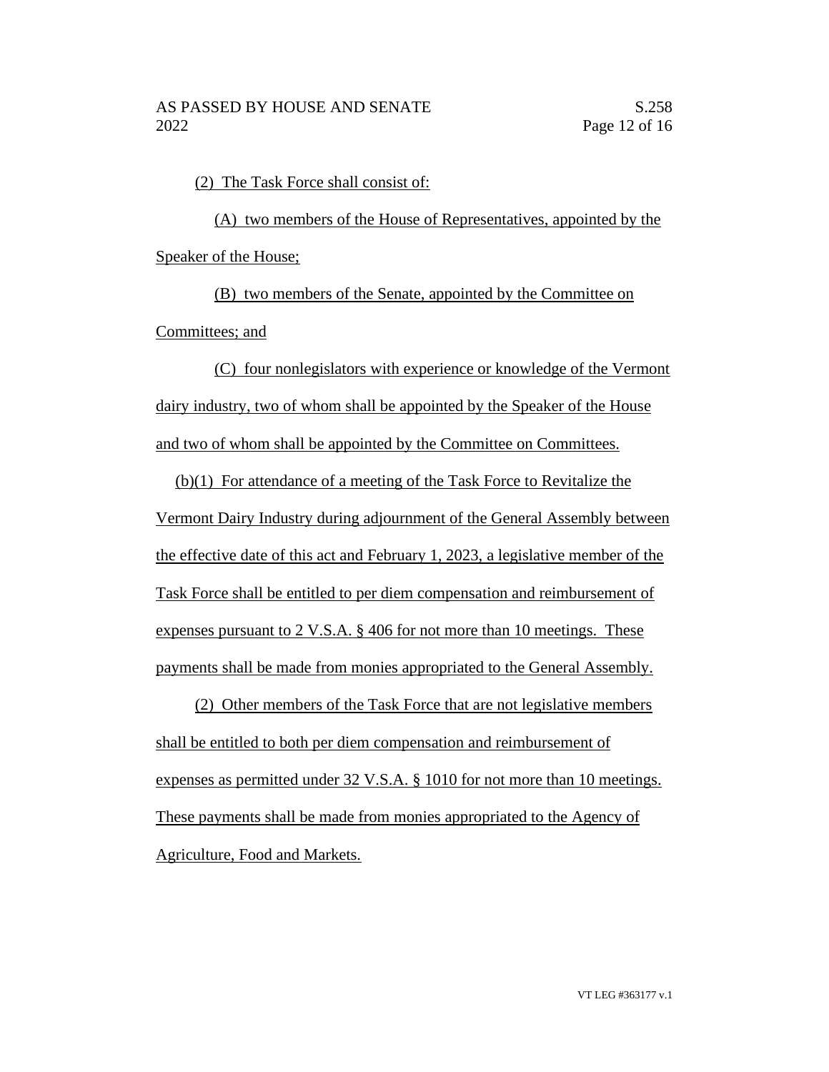(2) The Task Force shall consist of:

(A) two members of the House of Representatives, appointed by the Speaker of the House;

(B) two members of the Senate, appointed by the Committee on Committees; and

(C) four nonlegislators with experience or knowledge of the Vermont dairy industry, two of whom shall be appointed by the Speaker of the House and two of whom shall be appointed by the Committee on Committees.

(b)(1) For attendance of a meeting of the Task Force to Revitalize the Vermont Dairy Industry during adjournment of the General Assembly between the effective date of this act and February 1, 2023, a legislative member of the Task Force shall be entitled to per diem compensation and reimbursement of expenses pursuant to 2 V.S.A. § 406 for not more than 10 meetings. These payments shall be made from monies appropriated to the General Assembly.

(2) Other members of the Task Force that are not legislative members shall be entitled to both per diem compensation and reimbursement of expenses as permitted under 32 V.S.A. § 1010 for not more than 10 meetings. These payments shall be made from monies appropriated to the Agency of Agriculture, Food and Markets.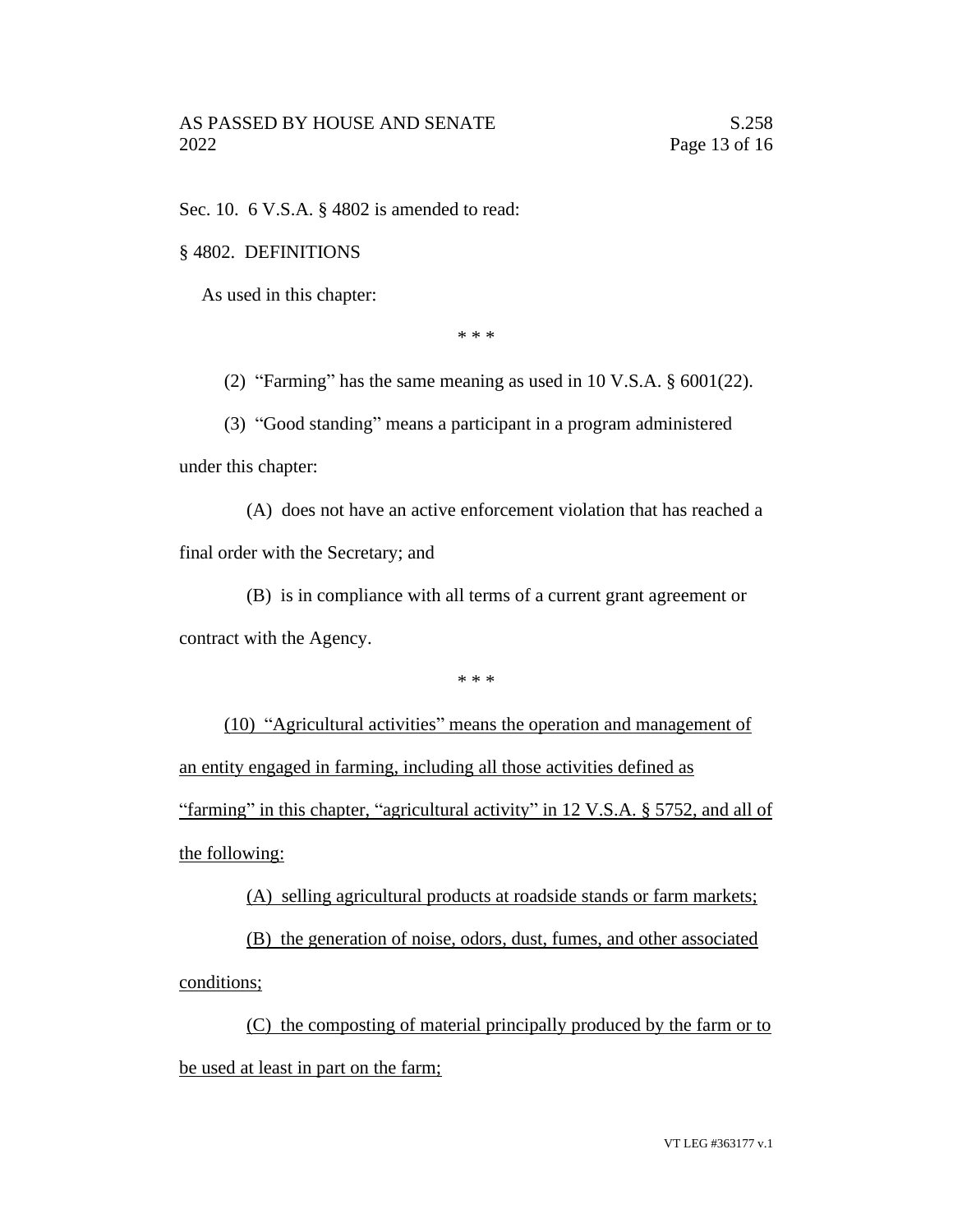Sec. 10. 6 V.S.A. § 4802 is amended to read:

§ 4802. DEFINITIONS

As used in this chapter:

\* \* \*

(2) "Farming" has the same meaning as used in 10 V.S.A. § 6001(22).

(3) "Good standing" means a participant in a program administered under this chapter:

(A) does not have an active enforcement violation that has reached a final order with the Secretary; and

(B) is in compliance with all terms of a current grant agreement or contract with the Agency.

\* \* \*

<u>(10) "Agricultural activities" means the operation and management of an entity engaged in farming, including all those activities defined as "farming" in this chapter, "agricultural activity" in 12 V.S.A. § 5752, and all of the following:</u>

<u>(A) selling agricultural products at roadside stands or farm markets;</u>

<u>(B) the generation of noise, odors, dust, fumes, and other associated conditions;</u>

<u>(C) the composting of material principally produced by the farm or to be used at least in part on the farm;</u>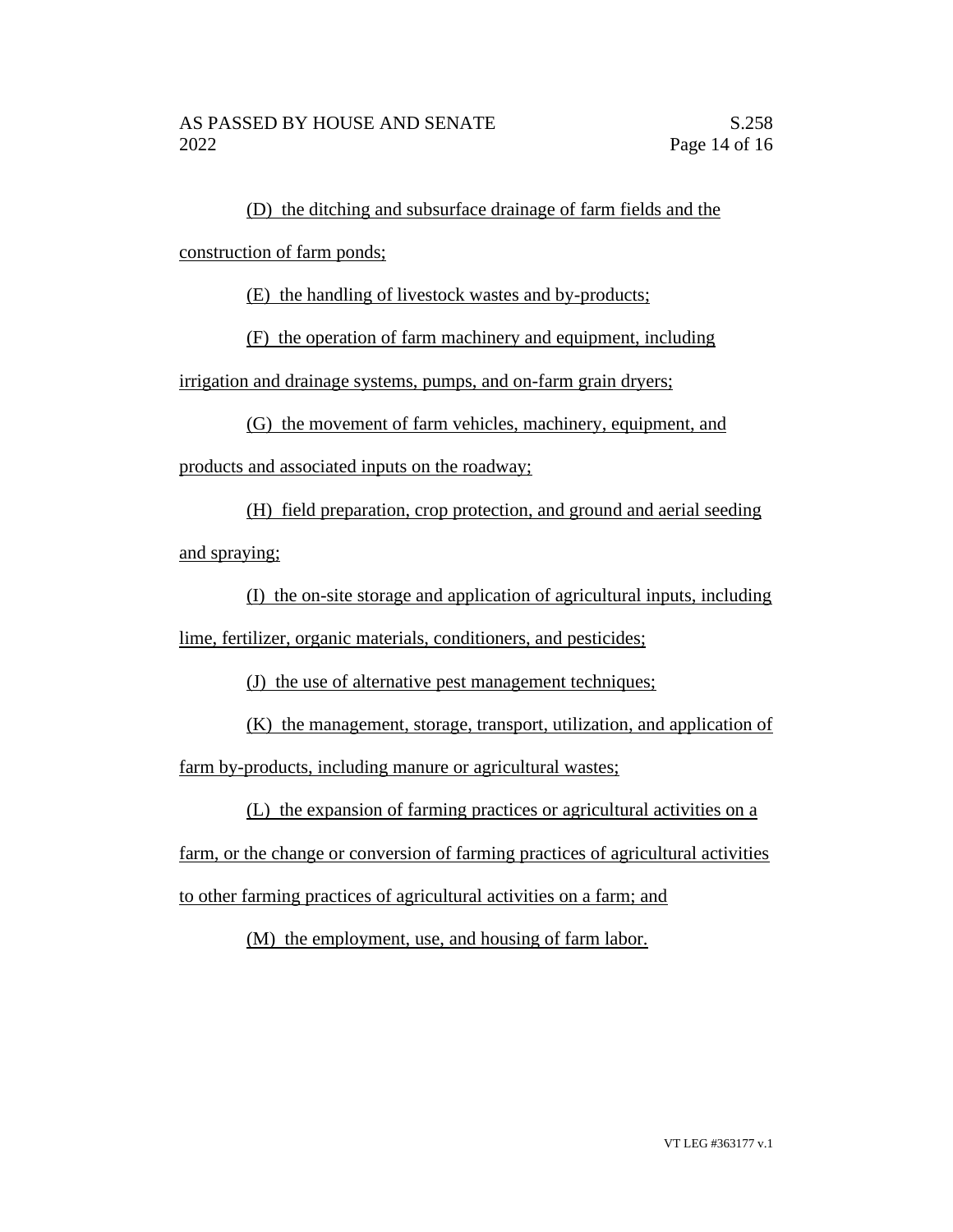(D) the ditching and subsurface drainage of farm fields and the construction of farm ponds;

(E) the handling of livestock wastes and by-products;

(F) the operation of farm machinery and equipment, including irrigation and drainage systems, pumps, and on-farm grain dryers;

(G) the movement of farm vehicles, machinery, equipment, and products and associated inputs on the roadway;

(H) field preparation, crop protection, and ground and aerial seeding and spraying;

(I) the on-site storage and application of agricultural inputs, including lime, fertilizer, organic materials, conditioners, and pesticides;

(J) the use of alternative pest management techniques;

(K) the management, storage, transport, utilization, and application of farm by-products, including manure or agricultural wastes;

(L) the expansion of farming practices or agricultural activities on a farm, or the change or conversion of farming practices of agricultural activities to other farming practices of agricultural activities on a farm; and

(M) the employment, use, and housing of farm labor.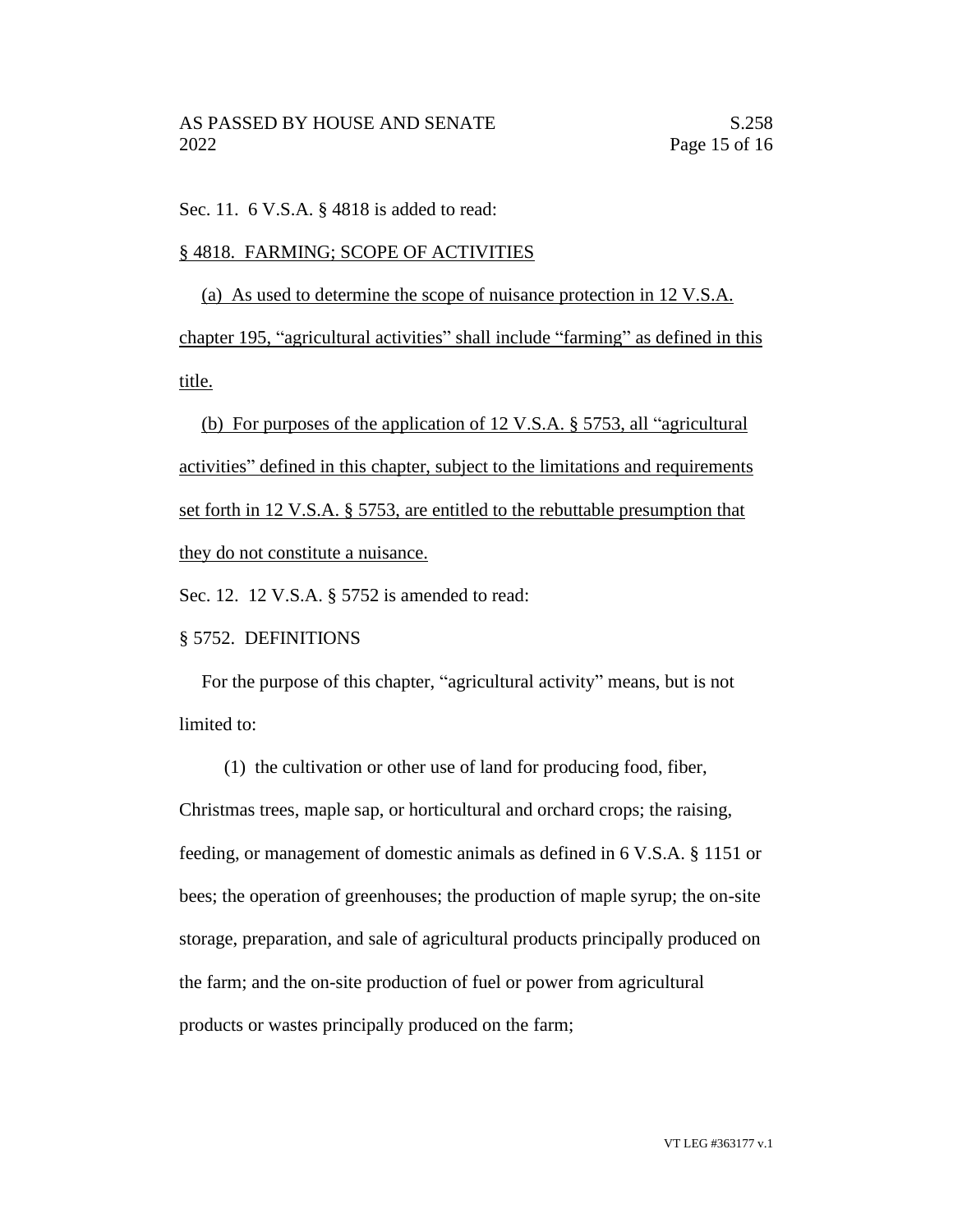Sec. 11. 6 V.S.A. § 4818 is added to read:

§ 4818. FARMING; SCOPE OF ACTIVITIES

(a) As used to determine the scope of nuisance protection in 12 V.S.A. chapter 195, "agricultural activities" shall include "farming" as defined in this title.

(b) For purposes of the application of 12 V.S.A. § 5753, all "agricultural activities" defined in this chapter, subject to the limitations and requirements set forth in 12 V.S.A. § 5753, are entitled to the rebuttable presumption that they do not constitute a nuisance.

Sec. 12. 12 V.S.A. § 5752 is amended to read:

§ 5752. DEFINITIONS

For the purpose of this chapter, "agricultural activity" means, but is not limited to:

(1) the cultivation or other use of land for producing food, fiber, Christmas trees, maple sap, or horticultural and orchard crops; the raising, feeding, or management of domestic animals as defined in 6 V.S.A. § 1151 or bees; the operation of greenhouses; the production of maple syrup; the on-site storage, preparation, and sale of agricultural products principally produced on the farm; and the on-site production of fuel or power from agricultural products or wastes principally produced on the farm;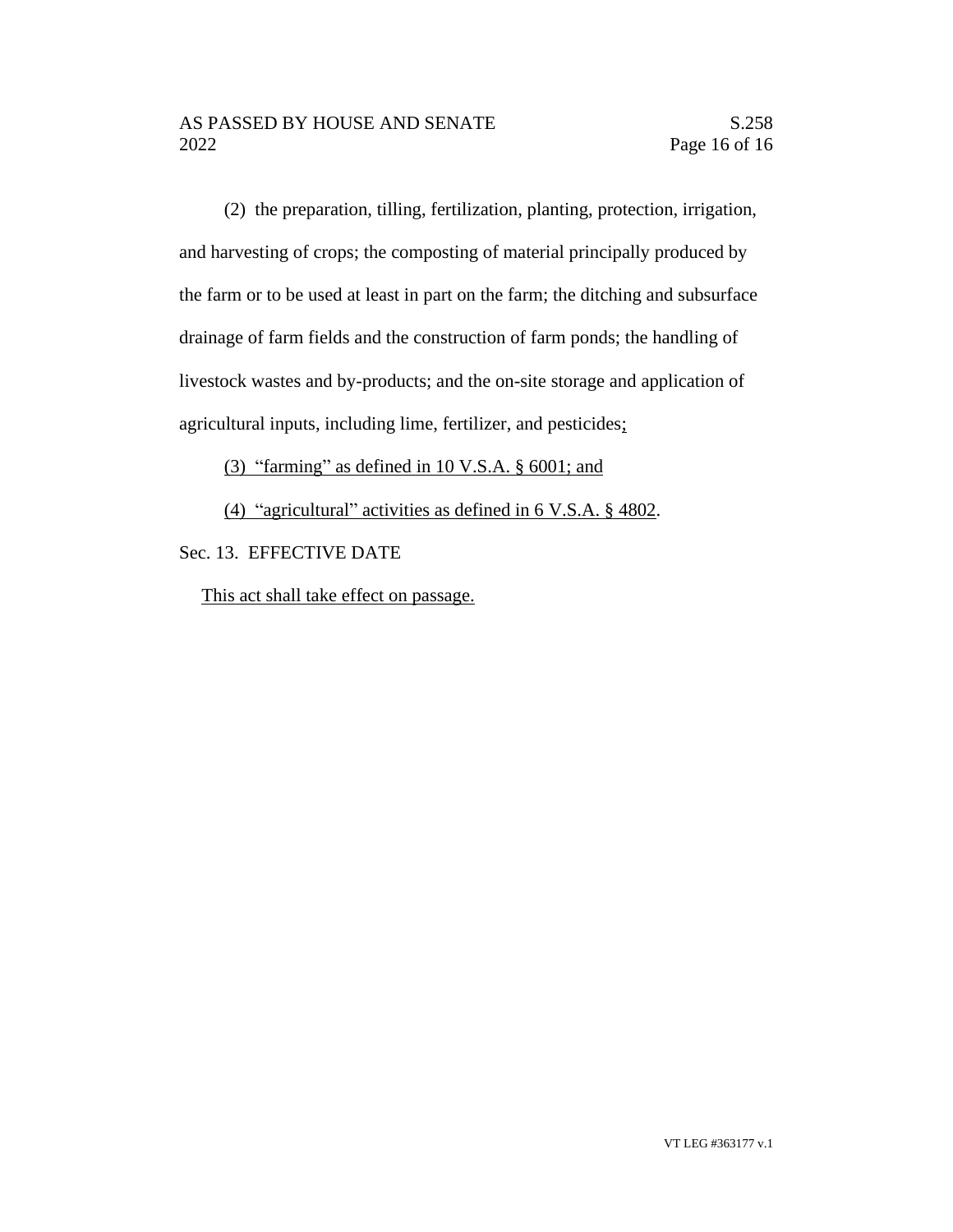(2) the preparation, tilling, fertilization, planting, protection, irrigation, and harvesting of crops; the composting of material principally produced by the farm or to be used at least in part on the farm; the ditching and subsurface drainage of farm fields and the construction of farm ponds; the handling of livestock wastes and by-products; and the on-site storage and application of agricultural inputs, including lime, fertilizer, and pesticides;

(3) "farming" as defined in 10 V.S.A. § 6001; and

(4) "agricultural" activities as defined in 6 V.S.A. § 4802.

Sec. 13. EFFECTIVE DATE

This act shall take effect on passage.